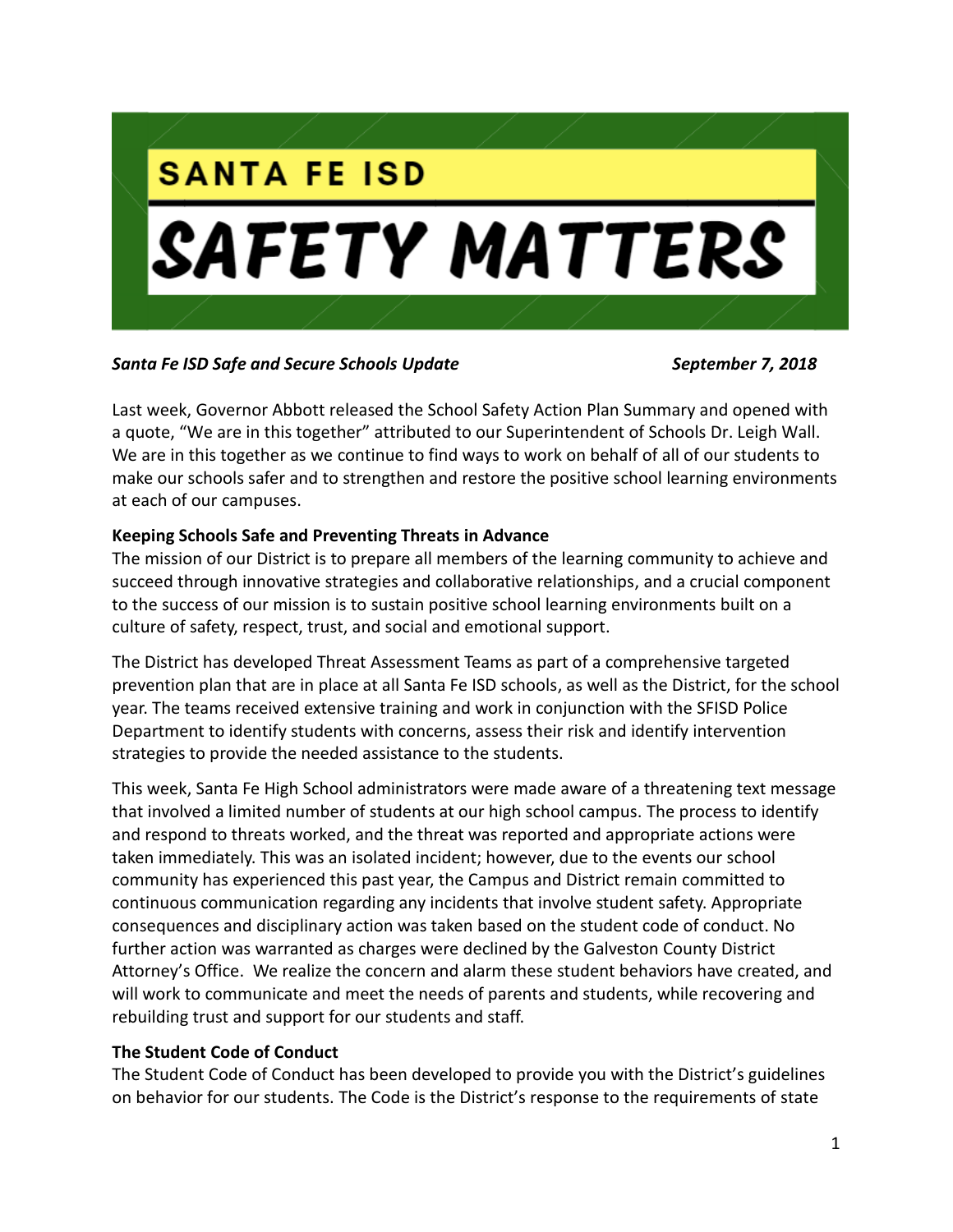# SANTA FE ISD

# SAFETY MATTERS

***Santa Fe ISD Safe and Secure Schools Update*** ***September 7, 2018***

Last week, Governor Abbott released the School Safety Action Plan Summary and opened with a quote, "We are in this together" attributed to our Superintendent of Schools Dr. Leigh Wall. We are in this together as we continue to find ways to work on behalf of all of our students to make our schools safer and to strengthen and restore the positive school learning environments at each of our campuses.

**Keeping Schools Safe and Preventing Threats in Advance**

The mission of our District is to prepare all members of the learning community to achieve and succeed through innovative strategies and collaborative relationships, and a crucial component to the success of our mission is to sustain positive school learning environments built on a culture of safety, respect, trust, and social and emotional support.

The District has developed Threat Assessment Teams as part of a comprehensive targeted prevention plan that are in place at all Santa Fe ISD schools, as well as the District, for the school year. The teams received extensive training and work in conjunction with the SFISD Police Department to identify students with concerns, assess their risk and identify intervention strategies to provide the needed assistance to the students.

This week, Santa Fe High School administrators were made aware of a threatening text message that involved a limited number of students at our high school campus. The process to identify and respond to threats worked, and the threat was reported and appropriate actions were taken immediately. This was an isolated incident; however, due to the events our school community has experienced this past year, the Campus and District remain committed to continuous communication regarding any incidents that involve student safety. Appropriate consequences and disciplinary action was taken based on the student code of conduct. No further action was warranted as charges were declined by the Galveston County District Attorney's Office. We realize the concern and alarm these student behaviors have created, and will work to communicate and meet the needs of parents and students, while recovering and rebuilding trust and support for our students and staff.

**The Student Code of Conduct**

The Student Code of Conduct has been developed to provide you with the District's guidelines on behavior for our students. The Code is the District's response to the requirements of state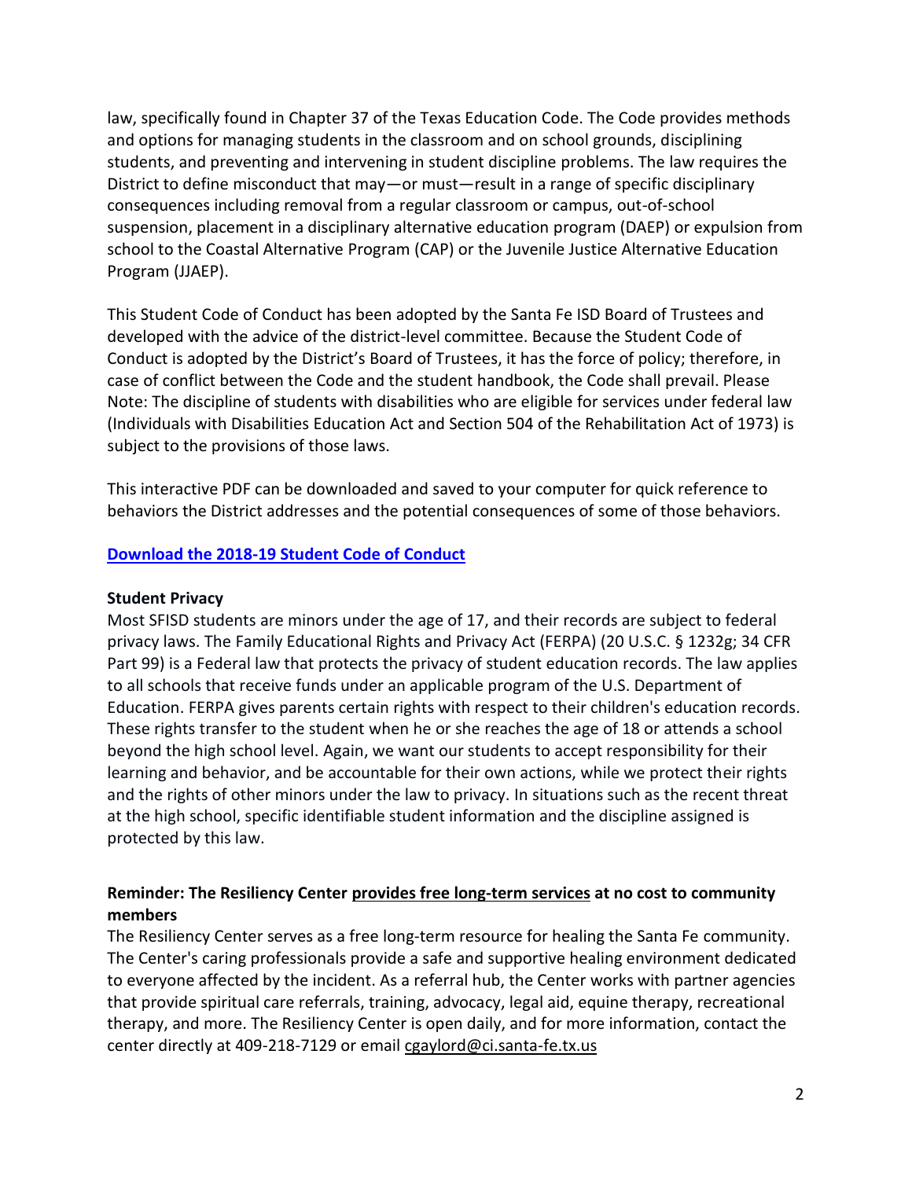law, specifically found in Chapter 37 of the Texas Education Code. The Code provides methods and options for managing students in the classroom and on school grounds, disciplining students, and preventing and intervening in student discipline problems. The law requires the District to define misconduct that may—or must—result in a range of specific disciplinary consequences including removal from a regular classroom or campus, out-of-school suspension, placement in a disciplinary alternative education program (DAEP) or expulsion from school to the Coastal Alternative Program (CAP) or the Juvenile Justice Alternative Education Program (JJAEP).

This Student Code of Conduct has been adopted by the Santa Fe ISD Board of Trustees and developed with the advice of the district-level committee. Because the Student Code of Conduct is adopted by the District's Board of Trustees, it has the force of policy; therefore, in case of conflict between the Code and the student handbook, the Code shall prevail. Please Note: The discipline of students with disabilities who are eligible for services under federal law (Individuals with Disabilities Education Act and Section 504 of the Rehabilitation Act of 1973) is subject to the provisions of those laws.

This interactive PDF can be downloaded and saved to your computer for quick reference to behaviors the District addresses and the potential consequences of some of those behaviors.

**Download the 2018-19 Student Code of Conduct**

**Student Privacy**

Most SFISD students are minors under the age of 17, and their records are subject to federal privacy laws. The Family Educational Rights and Privacy Act (FERPA) (20 U.S.C. § 1232g; 34 CFR Part 99) is a Federal law that protects the privacy of student education records. The law applies to all schools that receive funds under an applicable program of the U.S. Department of Education. FERPA gives parents certain rights with respect to their children's education records. These rights transfer to the student when he or she reaches the age of 18 or attends a school beyond the high school level. Again, we want our students to accept responsibility for their learning and behavior, and be accountable for their own actions, while we protect their rights and the rights of other minors under the law to privacy. In situations such as the recent threat at the high school, specific identifiable student information and the discipline assigned is protected by this law.

**Reminder: The Resiliency Center provides free long-term services at no cost to community members**

The Resiliency Center serves as a free long-term resource for healing the Santa Fe community. The Center's caring professionals provide a safe and supportive healing environment dedicated to everyone affected by the incident. As a referral hub, the Center works with partner agencies that provide spiritual care referrals, training, advocacy, legal aid, equine therapy, recreational therapy, and more. The Resiliency Center is open daily, and for more information, contact the center directly at 409-218-7129 or email cgaylord@ci.santa-fe.tx.us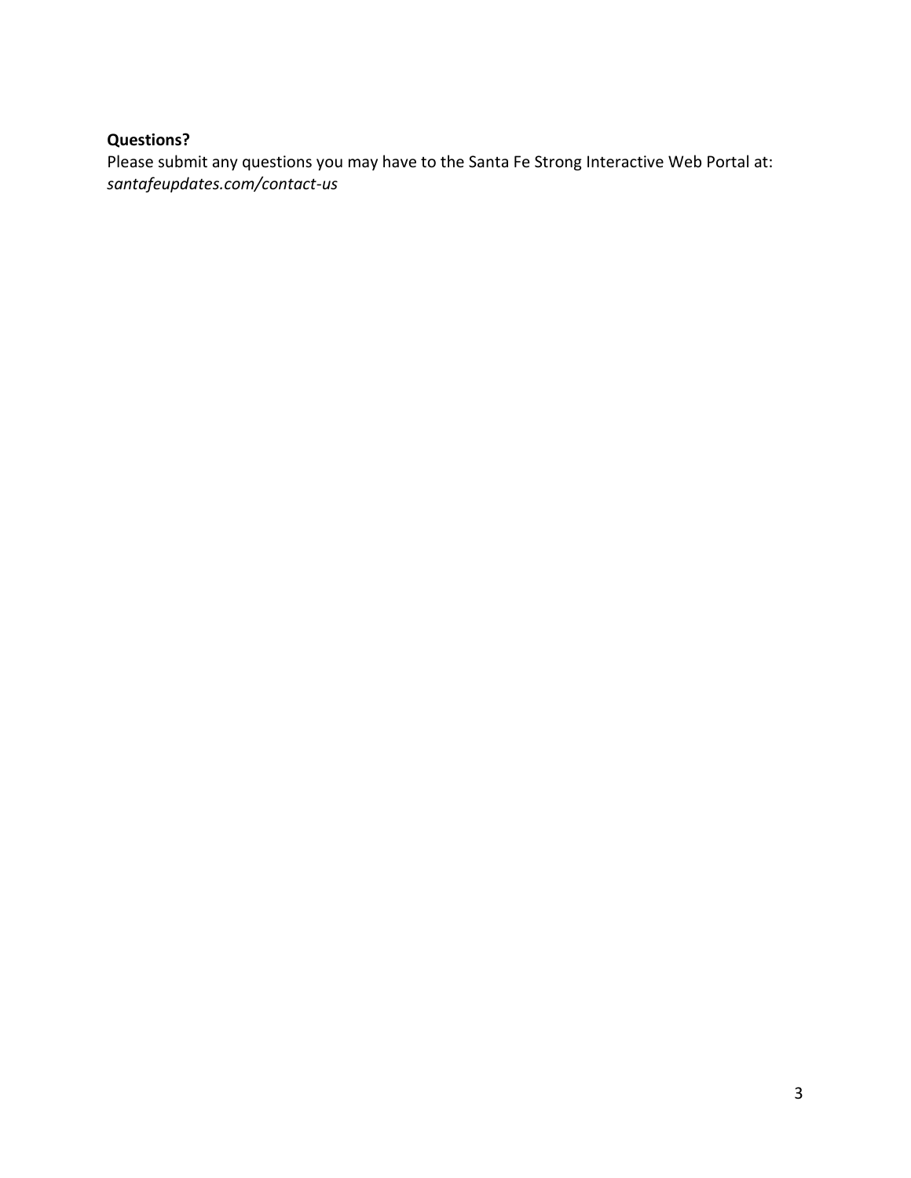**Questions?**

Please submit any questions you may have to the Santa Fe Strong Interactive Web Portal at: *santafeupdates.com/contact-us*